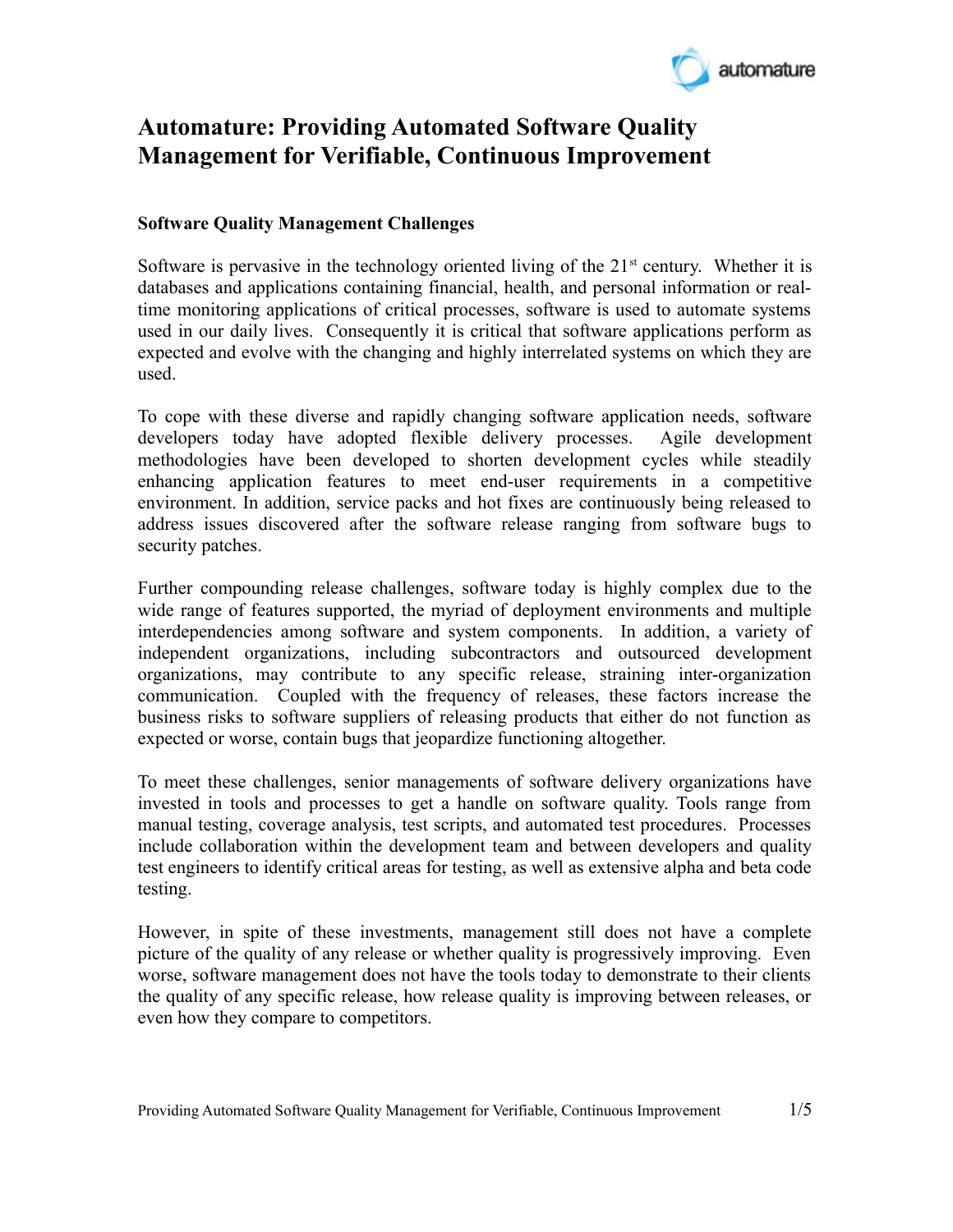# Automature: Providing Automated Software Quality Management for Verifiable, Continuous Improvement

## Software Quality Management Challenges

Software is pervasive in the technology oriented living of the 21st century. Whether it is databases and applications containing financial, health, and personal information or real-time monitoring applications of critical processes, software is used to automate systems used in our daily lives. Consequently it is critical that software applications perform as expected and evolve with the changing and highly interrelated systems on which they are used.

To cope with these diverse and rapidly changing software application needs, software developers today have adopted flexible delivery processes. Agile development methodologies have been developed to shorten development cycles while steadily enhancing application features to meet end-user requirements in a competitive environment. In addition, service packs and hot fixes are continuously being released to address issues discovered after the software release ranging from software bugs to security patches.

Further compounding release challenges, software today is highly complex due to the wide range of features supported, the myriad of deployment environments and multiple interdependencies among software and system components. In addition, a variety of independent organizations, including subcontractors and outsourced development organizations, may contribute to any specific release, straining inter-organization communication. Coupled with the frequency of releases, these factors increase the business risks to software suppliers of releasing products that either do not function as expected or worse, contain bugs that jeopardize functioning altogether.

To meet these challenges, senior managements of software delivery organizations have invested in tools and processes to get a handle on software quality. Tools range from manual testing, coverage analysis, test scripts, and automated test procedures. Processes include collaboration within the development team and between developers and quality test engineers to identify critical areas for testing, as well as extensive alpha and beta code testing.

However, in spite of these investments, management still does not have a complete picture of the quality of any release or whether quality is progressively improving. Even worse, software management does not have the tools today to demonstrate to their clients the quality of any specific release, how release quality is improving between releases, or even how they compare to competitors.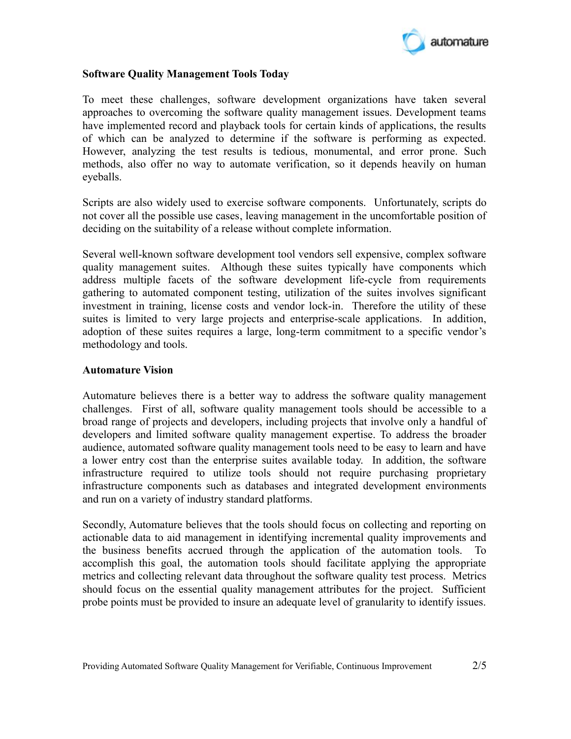## Software Quality Management Tools Today

To meet these challenges, software development organizations have taken several approaches to overcoming the software quality management issues. Development teams have implemented record and playback tools for certain kinds of applications, the results of which can be analyzed to determine if the software is performing as expected. However, analyzing the test results is tedious, monumental, and error prone. Such methods, also offer no way to automate verification, so it depends heavily on human eyeballs.

Scripts are also widely used to exercise software components. Unfortunately, scripts do not cover all the possible use cases, leaving management in the uncomfortable position of deciding on the suitability of a release without complete information.

Several well-known software development tool vendors sell expensive, complex software quality management suites. Although these suites typically have components which address multiple facets of the software development life-cycle from requirements gathering to automated component testing, utilization of the suites involves significant investment in training, license costs and vendor lock-in. Therefore the utility of these suites is limited to very large projects and enterprise-scale applications. In addition, adoption of these suites requires a large, long-term commitment to a specific vendor's methodology and tools.

## Automature Vision

Automature believes there is a better way to address the software quality management challenges. First of all, software quality management tools should be accessible to a broad range of projects and developers, including projects that involve only a handful of developers and limited software quality management expertise. To address the broader audience, automated software quality management tools need to be easy to learn and have a lower entry cost than the enterprise suites available today. In addition, the software infrastructure required to utilize tools should not require purchasing proprietary infrastructure components such as databases and integrated development environments and run on a variety of industry standard platforms.

Secondly, Automature believes that the tools should focus on collecting and reporting on actionable data to aid management in identifying incremental quality improvements and the business benefits accrued through the application of the automation tools. To accomplish this goal, the automation tools should facilitate applying the appropriate metrics and collecting relevant data throughout the software quality test process. Metrics should focus on the essential quality management attributes for the project. Sufficient probe points must be provided to insure an adequate level of granularity to identify issues.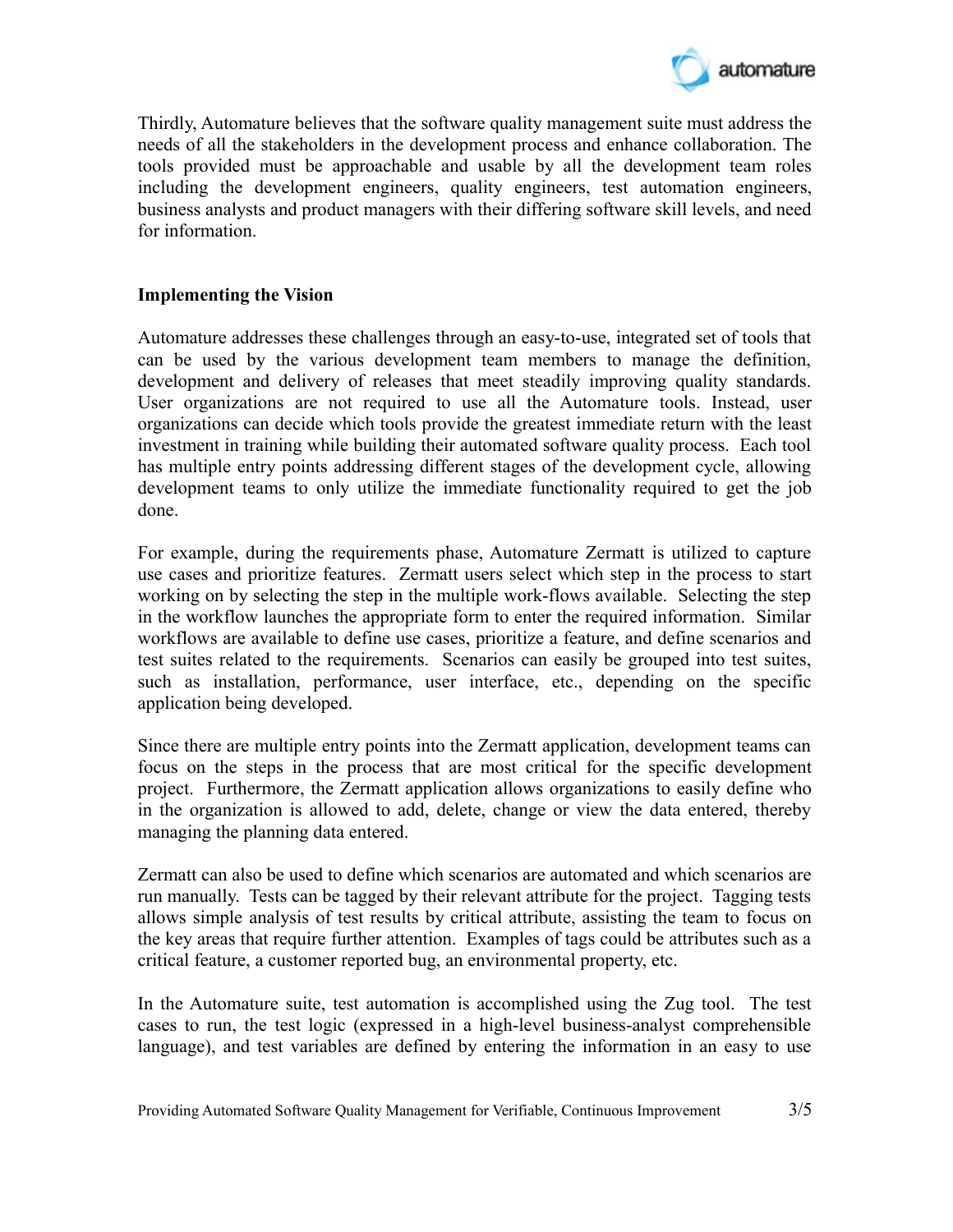Thirdly, Automature believes that the software quality management suite must address the needs of all the stakeholders in the development process and enhance collaboration. The tools provided must be approachable and usable by all the development team roles including the development engineers, quality engineers, test automation engineers, business analysts and product managers with their differing software skill levels, and need for information.

**Implementing the Vision**

Automature addresses these challenges through an easy-to-use, integrated set of tools that can be used by the various development team members to manage the definition, development and delivery of releases that meet steadily improving quality standards. User organizations are not required to use all the Automature tools. Instead, user organizations can decide which tools provide the greatest immediate return with the least investment in training while building their automated software quality process. Each tool has multiple entry points addressing different stages of the development cycle, allowing development teams to only utilize the immediate functionality required to get the job done.

For example, during the requirements phase, Automature Zermatt is utilized to capture use cases and prioritize features. Zermatt users select which step in the process to start working on by selecting the step in the multiple work-flows available. Selecting the step in the workflow launches the appropriate form to enter the required information. Similar workflows are available to define use cases, prioritize a feature, and define scenarios and test suites related to the requirements. Scenarios can easily be grouped into test suites, such as installation, performance, user interface, etc., depending on the specific application being developed.

Since there are multiple entry points into the Zermatt application, development teams can focus on the steps in the process that are most critical for the specific development project. Furthermore, the Zermatt application allows organizations to easily define who in the organization is allowed to add, delete, change or view the data entered, thereby managing the planning data entered.

Zermatt can also be used to define which scenarios are automated and which scenarios are run manually. Tests can be tagged by their relevant attribute for the project. Tagging tests allows simple analysis of test results by critical attribute, assisting the team to focus on the key areas that require further attention. Examples of tags could be attributes such as a critical feature, a customer reported bug, an environmental property, etc.

In the Automature suite, test automation is accomplished using the Zug tool. The test cases to run, the test logic (expressed in a high-level business-analyst comprehensible language), and test variables are defined by entering the information in an easy to use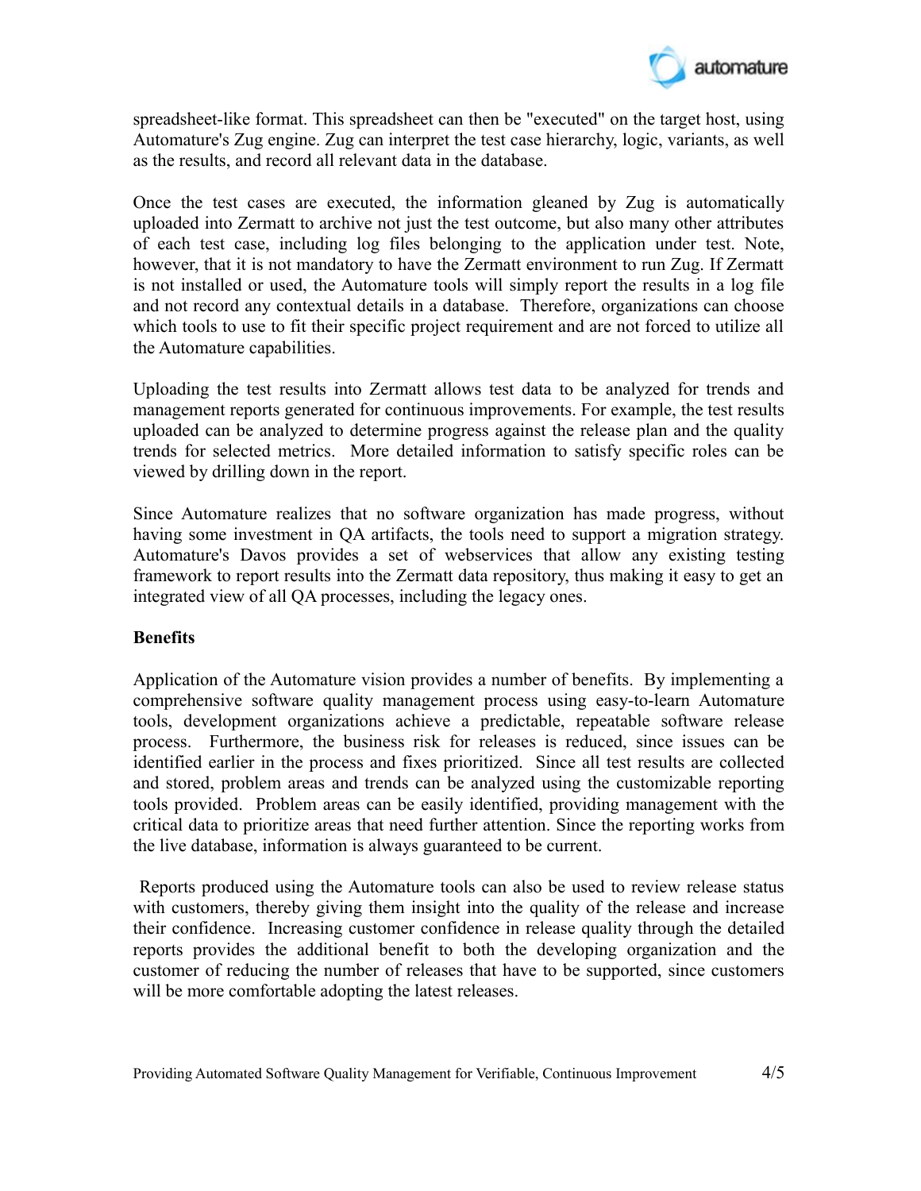spreadsheet-like format. This spreadsheet can then be "executed" on the target host, using Automature's Zug engine. Zug can interpret the test case hierarchy, logic, variants, as well as the results, and record all relevant data in the database.

Once the test cases are executed, the information gleaned by Zug is automatically uploaded into Zermatt to archive not just the test outcome, but also many other attributes of each test case, including log files belonging to the application under test. Note, however, that it is not mandatory to have the Zermatt environment to run Zug. If Zermatt is not installed or used, the Automature tools will simply report the results in a log file and not record any contextual details in a database. Therefore, organizations can choose which tools to use to fit their specific project requirement and are not forced to utilize all the Automature capabilities.

Uploading the test results into Zermatt allows test data to be analyzed for trends and management reports generated for continuous improvements. For example, the test results uploaded can be analyzed to determine progress against the release plan and the quality trends for selected metrics. More detailed information to satisfy specific roles can be viewed by drilling down in the report.

Since Automature realizes that no software organization has made progress, without having some investment in QA artifacts, the tools need to support a migration strategy. Automature's Davos provides a set of webservices that allow any existing testing framework to report results into the Zermatt data repository, thus making it easy to get an integrated view of all QA processes, including the legacy ones.

**Benefits**

Application of the Automature vision provides a number of benefits. By implementing a comprehensive software quality management process using easy-to-learn Automature tools, development organizations achieve a predictable, repeatable software release process. Furthermore, the business risk for releases is reduced, since issues can be identified earlier in the process and fixes prioritized. Since all test results are collected and stored, problem areas and trends can be analyzed using the customizable reporting tools provided. Problem areas can be easily identified, providing management with the critical data to prioritize areas that need further attention. Since the reporting works from the live database, information is always guaranteed to be current.

Reports produced using the Automature tools can also be used to review release status with customers, thereby giving them insight into the quality of the release and increase their confidence. Increasing customer confidence in release quality through the detailed reports provides the additional benefit to both the developing organization and the customer of reducing the number of releases that have to be supported, since customers will be more comfortable adopting the latest releases.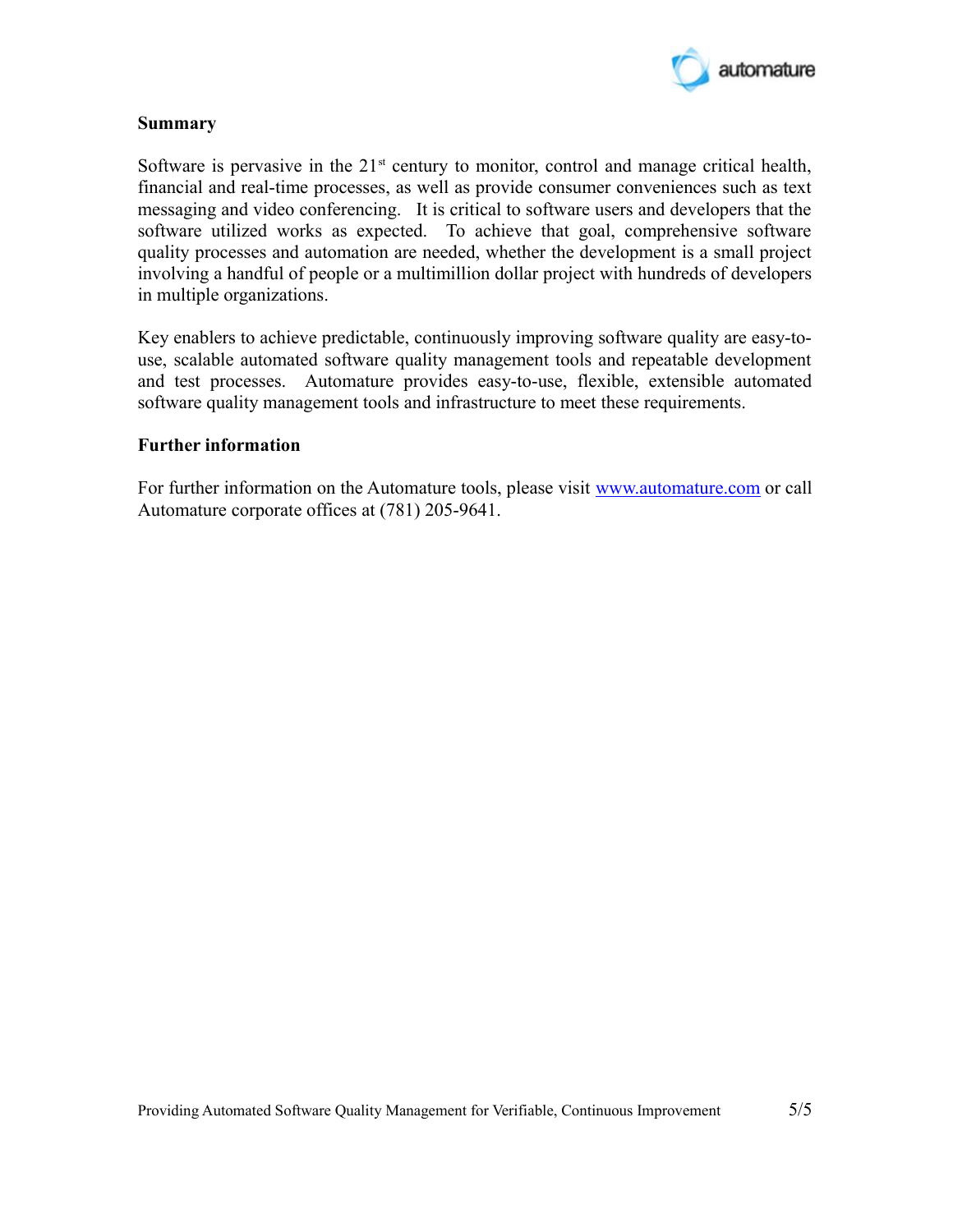## Summary

Software is pervasive in the 21st century to monitor, control and manage critical health, financial and real-time processes, as well as provide consumer conveniences such as text messaging and video conferencing. It is critical to software users and developers that the software utilized works as expected. To achieve that goal, comprehensive software quality processes and automation are needed, whether the development is a small project involving a handful of people or a multimillion dollar project with hundreds of developers in multiple organizations.

Key enablers to achieve predictable, continuously improving software quality are easy-to-use, scalable automated software quality management tools and repeatable development and test processes. Automature provides easy-to-use, flexible, extensible automated software quality management tools and infrastructure to meet these requirements.

## Further information

For further information on the Automature tools, please visit [www.automature.com](http://www.automature.com) or call Automature corporate offices at (781) 205-9641.